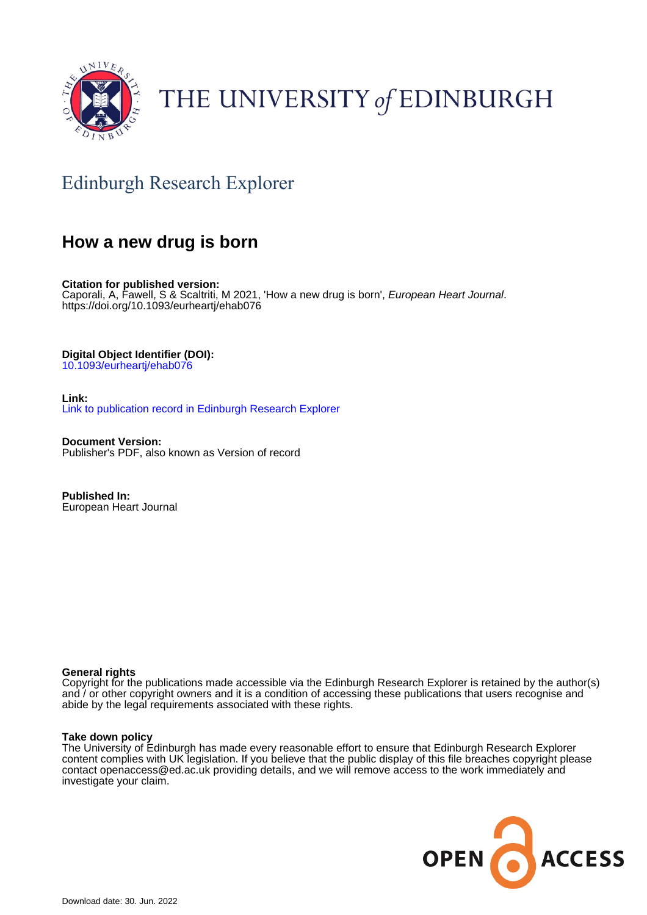THE UNIVERSITY *of* EDINBURGH

## Edinburgh Research Explorer

# How a new drug is born

**Citation for published version:**
Caporali, A, Fawell, S & Scaltriti, M 2021, 'How a new drug is born', *European Heart Journal*. https://doi.org/10.1093/eurheartj/ehab076

**Digital Object Identifier (DOI):**
10.1093/eurheartj/ehab076

**Link:**
Link to publication record in Edinburgh Research Explorer

**Document Version:**
Publisher's PDF, also known as Version of record

**Published In:**
European Heart Journal

**General rights**
Copyright for the publications made accessible via the Edinburgh Research Explorer is retained by the author(s) and / or other copyright owners and it is a condition of accessing these publications that users recognise and abide by the legal requirements associated with these rights.

**Take down policy**
The University of Edinburgh has made every reasonable effort to ensure that Edinburgh Research Explorer content complies with UK legislation. If you believe that the public display of this file breaches copyright please contact openaccess@ed.ac.uk providing details, and we will remove access to the work immediately and investigate your claim.

OPEN ACCESS

Download date: 30. Jun. 2022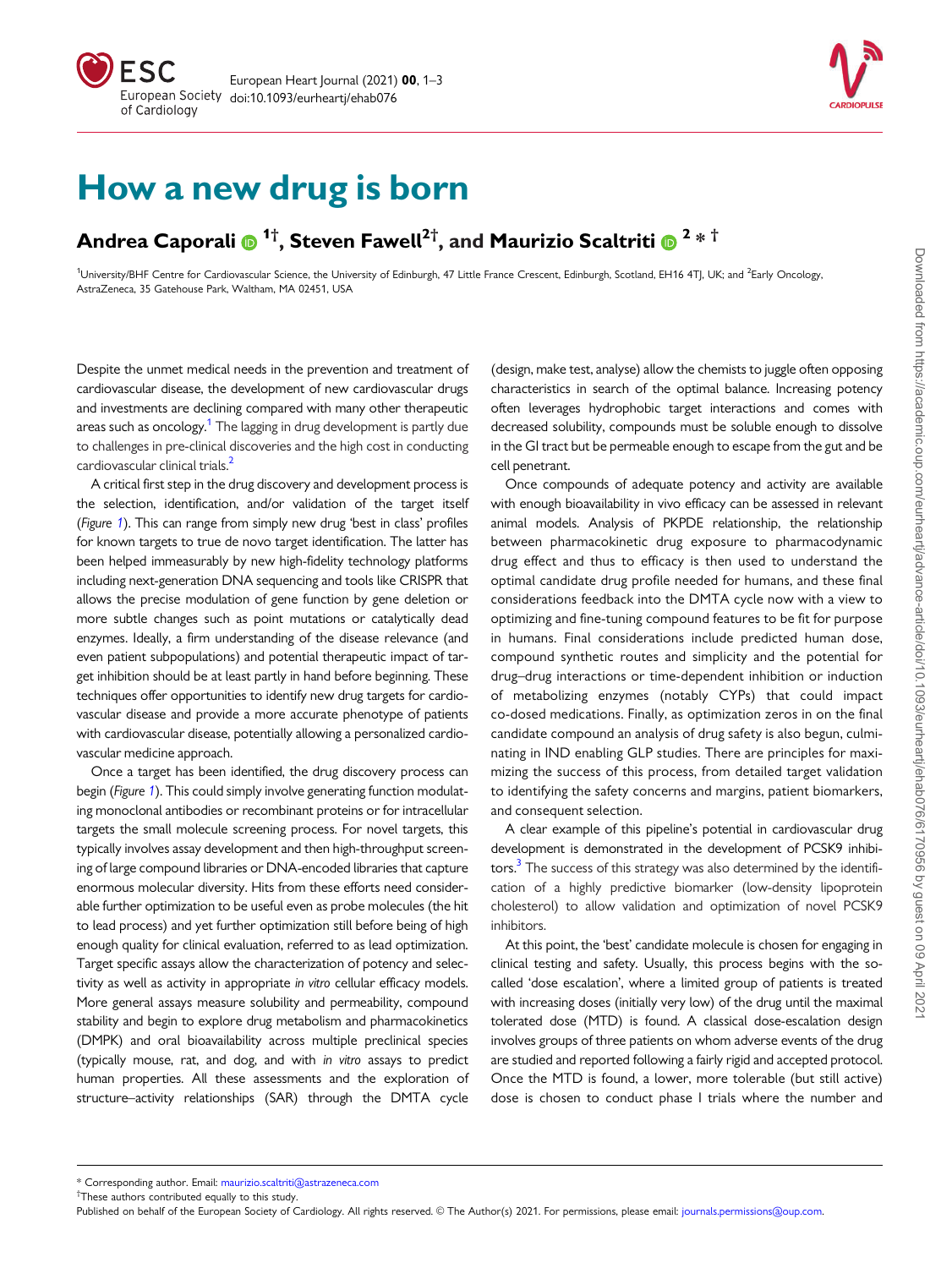# How a new drug is born

## Andrea Caporali [1†], Steven Fawell [2†], and Maurizio Scaltriti [2 * †]

[1]University/BHF Centre for Cardiovascular Science, the University of Edinburgh, 47 Little France Crescent, Edinburgh, Scotland, EH16 4TJ, UK; and [2]Early Oncology, AstraZeneca, 35 Gatehouse Park, Waltham, MA 02451, USA

Despite the unmet medical needs in the prevention and treatment of cardiovascular disease, the development of new cardiovascular drugs and investments are declining compared with many other therapeutic areas such as oncology.[1] The lagging in drug development is partly due to challenges in pre-clinical discoveries and the high cost in conducting cardiovascular clinical trials.[2]

A critical first step in the drug discovery and development process is the selection, identification, and/or validation of the target itself (*Figure 1*). This can range from simply new drug 'best in class' profiles for known targets to true de novo target identification. The latter has been helped immeasurably by new high-fidelity technology platforms including next-generation DNA sequencing and tools like CRISPR that allows the precise modulation of gene function by gene deletion or more subtle changes such as point mutations or catalytically dead enzymes. Ideally, a firm understanding of the disease relevance (and even patient subpopulations) and potential therapeutic impact of target inhibition should be at least partly in hand before beginning. These techniques offer opportunities to identify new drug targets for cardiovascular disease and provide a more accurate phenotype of patients with cardiovascular disease, potentially allowing a personalized cardiovascular medicine approach.

Once a target has been identified, the drug discovery process can begin (*Figure 1*). This could simply involve generating function modulating monoclonal antibodies or recombinant proteins or for intracellular targets the small molecule screening process. For novel targets, this typically involves assay development and then high-throughput screening of large compound libraries or DNA-encoded libraries that capture enormous molecular diversity. Hits from these efforts need considerable further optimization to be useful even as probe molecules (the hit to lead process) and yet further optimization still before being of high enough quality for clinical evaluation, referred to as lead optimization. Target specific assays allow the characterization of potency and selectivity as well as activity in appropriate *in vitro* cellular efficacy models. More general assays measure solubility and permeability, compound stability and begin to explore drug metabolism and pharmacokinetics (DMPK) and oral bioavailability across multiple preclinical species (typically mouse, rat, and dog, and with *in vitro* assays to predict human properties. All these assessments and the exploration of structure–activity relationships (SAR) through the DMTA cycle (design, make test, analyse) allow the chemists to juggle often opposing characteristics in search of the optimal balance. Increasing potency often leverages hydrophobic target interactions and comes with decreased solubility, compounds must be soluble enough to dissolve in the GI tract but be permeable enough to escape from the gut and be cell penetrant.

Once compounds of adequate potency and activity are available with enough bioavailability in vivo efficacy can be assessed in relevant animal models. Analysis of PKPDE relationship, the relationship between pharmacokinetic drug exposure to pharmacodynamic drug effect and thus to efficacy is then used to understand the optimal candidate drug profile needed for humans, and these final considerations feedback into the DMTA cycle now with a view to optimizing and fine-tuning compound features to be fit for purpose in humans. Final considerations include predicted human dose, compound synthetic routes and simplicity and the potential for drug–drug interactions or time-dependent inhibition or induction of metabolizing enzymes (notably CYPs) that could impact co-dosed medications. Finally, as optimization zeros in on the final candidate compound an analysis of drug safety is also begun, culminating in IND enabling GLP studies. There are principles for maximizing the success of this process, from detailed target validation to identifying the safety concerns and margins, patient biomarkers, and consequent selection.

A clear example of this pipeline's potential in cardiovascular drug development is demonstrated in the development of PCSK9 inhibitors.[3] The success of this strategy was also determined by the identification of a highly predictive biomarker (low-density lipoprotein cholesterol) to allow validation and optimization of novel PCSK9 inhibitors.

At this point, the 'best' candidate molecule is chosen for engaging in clinical testing and safety. Usually, this process begins with the so-called 'dose escalation', where a limited group of patients is treated with increasing doses (initially very low) of the drug until the maximal tolerated dose (MTD) is found. A classical dose-escalation design involves groups of three patients on whom adverse events of the drug are studied and reported following a fairly rigid and accepted protocol. Once the MTD is found, a lower, more tolerable (but still active) dose is chosen to conduct phase I trials where the number and

\* Corresponding author. Email: maurizio.scaltriti@astrazeneca.com

†These authors contributed equally to this study.

Published on behalf of the European Society of Cardiology. All rights reserved. © The Author(s) 2021. For permissions, please email: journals.permissions@oup.com.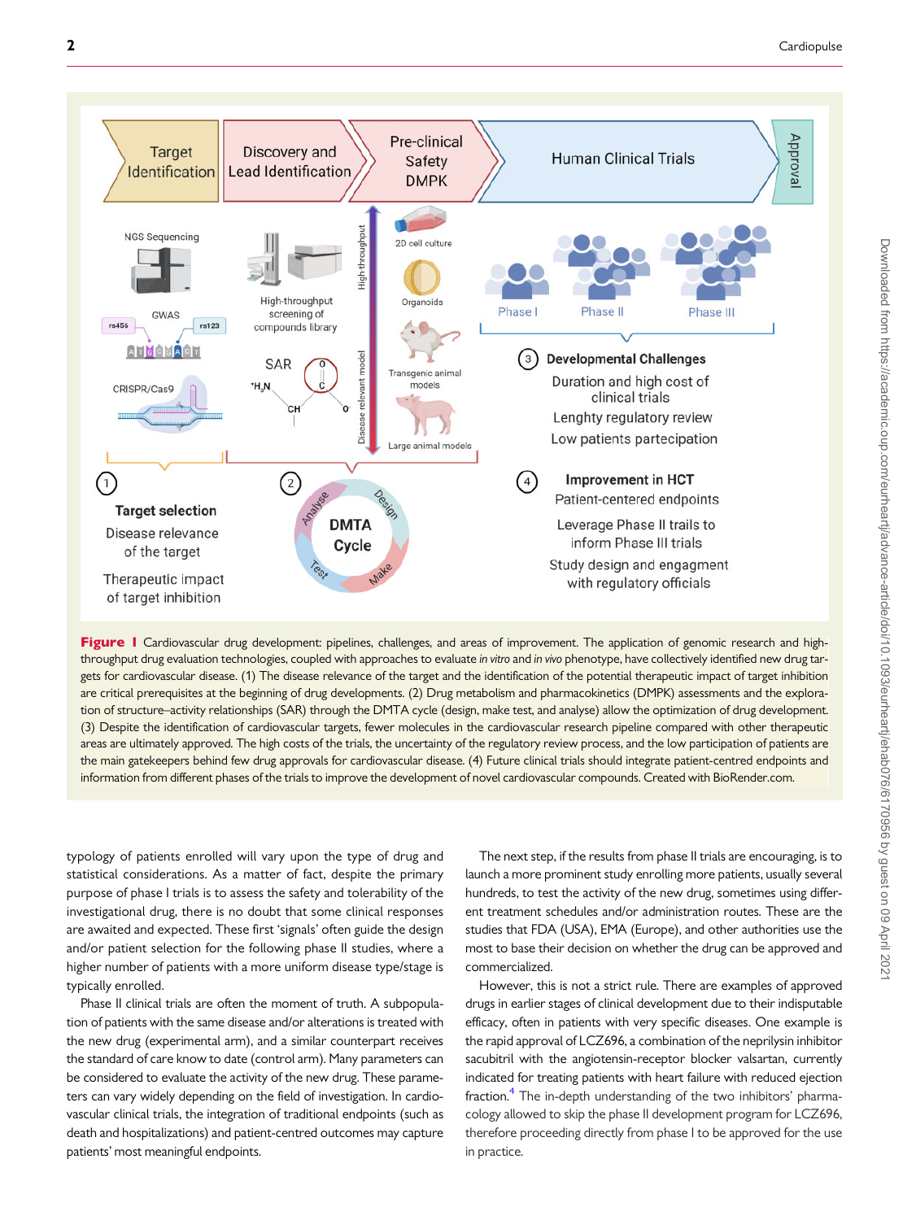**Figure 1** Cardiovascular drug development: pipelines, challenges, and areas of improvement. The application of genomic research and high-throughput drug evaluation technologies, coupled with approaches to evaluate *in vitro* and *in vivo* phenotype, have collectively identified new drug targets for cardiovascular disease. (1) The disease relevance of the target and the identification of the potential therapeutic impact of target inhibition are critical prerequisites at the beginning of drug developments. (2) Drug metabolism and pharmacokinetics (DMPK) assessments and the exploration of structure–activity relationships (SAR) through the DMTA cycle (design, make test, and analyse) allow the optimization of drug development. (3) Despite the identification of cardiovascular targets, fewer molecules in the cardiovascular research pipeline compared with other therapeutic areas are ultimately approved. The high costs of the trials, the uncertainty of the regulatory review process, and the low participation of patients are the main gatekeepers behind few drug approvals for cardiovascular disease. (4) Future clinical trials should integrate patient-centred endpoints and information from different phases of the trials to improve the development of novel cardiovascular compounds. Created with BioRender.com.

typology of patients enrolled will vary upon the type of drug and statistical considerations. As a matter of fact, despite the primary purpose of phase I trials is to assess the safety and tolerability of the investigational drug, there is no doubt that some clinical responses are awaited and expected. These first 'signals' often guide the design and/or patient selection for the following phase II studies, where a higher number of patients with a more uniform disease type/stage is typically enrolled.

Phase II clinical trials are often the moment of truth. A subpopulation of patients with the same disease and/or alterations is treated with the new drug (experimental arm), and a similar counterpart receives the standard of care know to date (control arm). Many parameters can be considered to evaluate the activity of the new drug. These parameters can vary widely depending on the field of investigation. In cardiovascular clinical trials, the integration of traditional endpoints (such as death and hospitalizations) and patient-centred outcomes may capture patients' most meaningful endpoints.

The next step, if the results from phase II trials are encouraging, is to launch a more prominent study enrolling more patients, usually several hundreds, to test the activity of the new drug, sometimes using different treatment schedules and/or administration routes. These are the studies that FDA (USA), EMA (Europe), and other authorities use the most to base their decision on whether the drug can be approved and commercialized.

However, this is not a strict rule. There are examples of approved drugs in earlier stages of clinical development due to their indisputable efficacy, often in patients with very specific diseases. One example is the rapid approval of LCZ696, a combination of the neprilysin inhibitor sacubitril with the angiotensin-receptor blocker valsartan, currently indicated for treating patients with heart failure with reduced ejection fraction.[4] The in-depth understanding of the two inhibitors' pharmacology allowed to skip the phase II development program for LCZ696, therefore proceeding directly from phase I to be approved for the use in practice.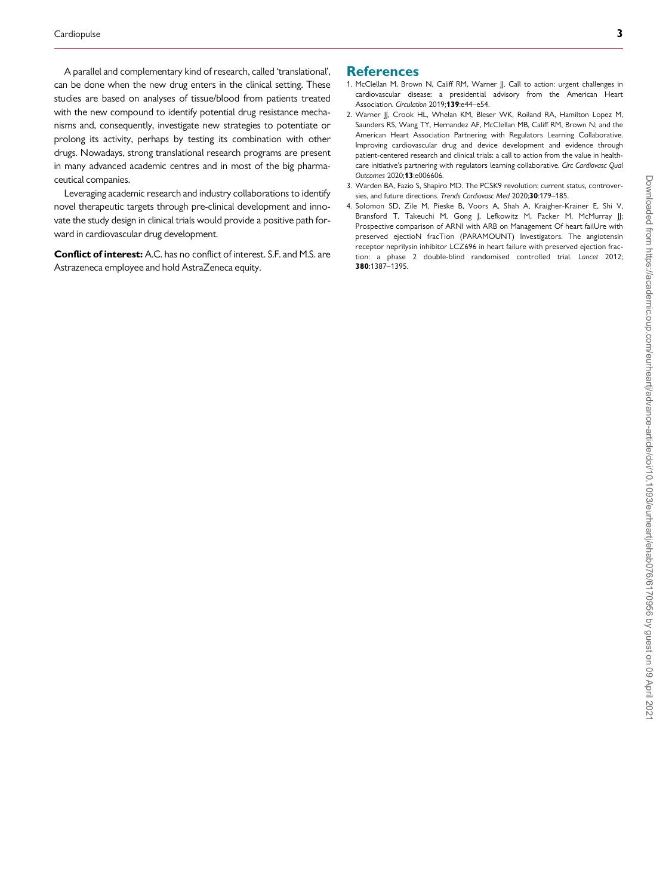A parallel and complementary kind of research, called 'translational', can be done when the new drug enters in the clinical setting. These studies are based on analyses of tissue/blood from patients treated with the new compound to identify potential drug resistance mechanisms and, consequently, investigate new strategies to potentiate or prolong its activity, perhaps by testing its combination with other drugs. Nowadays, strong translational research programs are present in many advanced academic centres and in most of the big pharmaceutical companies.

Leveraging academic research and industry collaborations to identify novel therapeutic targets through pre-clinical development and innovate the study design in clinical trials would provide a positive path forward in cardiovascular drug development.

**Conflict of interest:** A.C. has no conflict of interest. S.F. and M.S. are Astrazeneca employee and hold AstraZeneca equity.

## References

1. McClellan M, Brown N, Califf RM, Warner JJ. Call to action: urgent challenges in cardiovascular disease: a presidential advisory from the American Heart Association. *Circulation* 2019;**139**:e44–e54.
2. Warner JJ, Crook HL, Whelan KM, Bleser WK, Roiland RA, Hamilton Lopez M, Saunders RS, Wang TY, Hernandez AF, McClellan MB, Califf RM, Brown N; and the American Heart Association Partnering with Regulators Learning Collaborative. Improving cardiovascular drug and device development and evidence through patient-centered research and clinical trials: a call to action from the value in healthcare initiative's partnering with regulators learning collaborative. *Circ Cardiovasc Qual Outcomes* 2020;**13**:e006606.
3. Warden BA, Fazio S, Shapiro MD. The PCSK9 revolution: current status, controversies, and future directions. *Trends Cardiovasc Med* 2020;**30**:179–185.
4. Solomon SD, Zile M, Pieske B, Voors A, Shah A, Kraigher-Krainer E, Shi V, Bransford T, Takeuchi M, Gong J, Lefkowitz M, Packer M, McMurray JJ; Prospective comparison of ARNI with ARB on Management Of heart failUre with preserved ejectioN fracTion (PARAMOUNT) Investigators. The angiotensin receptor neprilysin inhibitor LCZ696 in heart failure with preserved ejection fraction: a phase 2 double-blind randomised controlled trial. *Lancet* 2012; **380**:1387–1395.